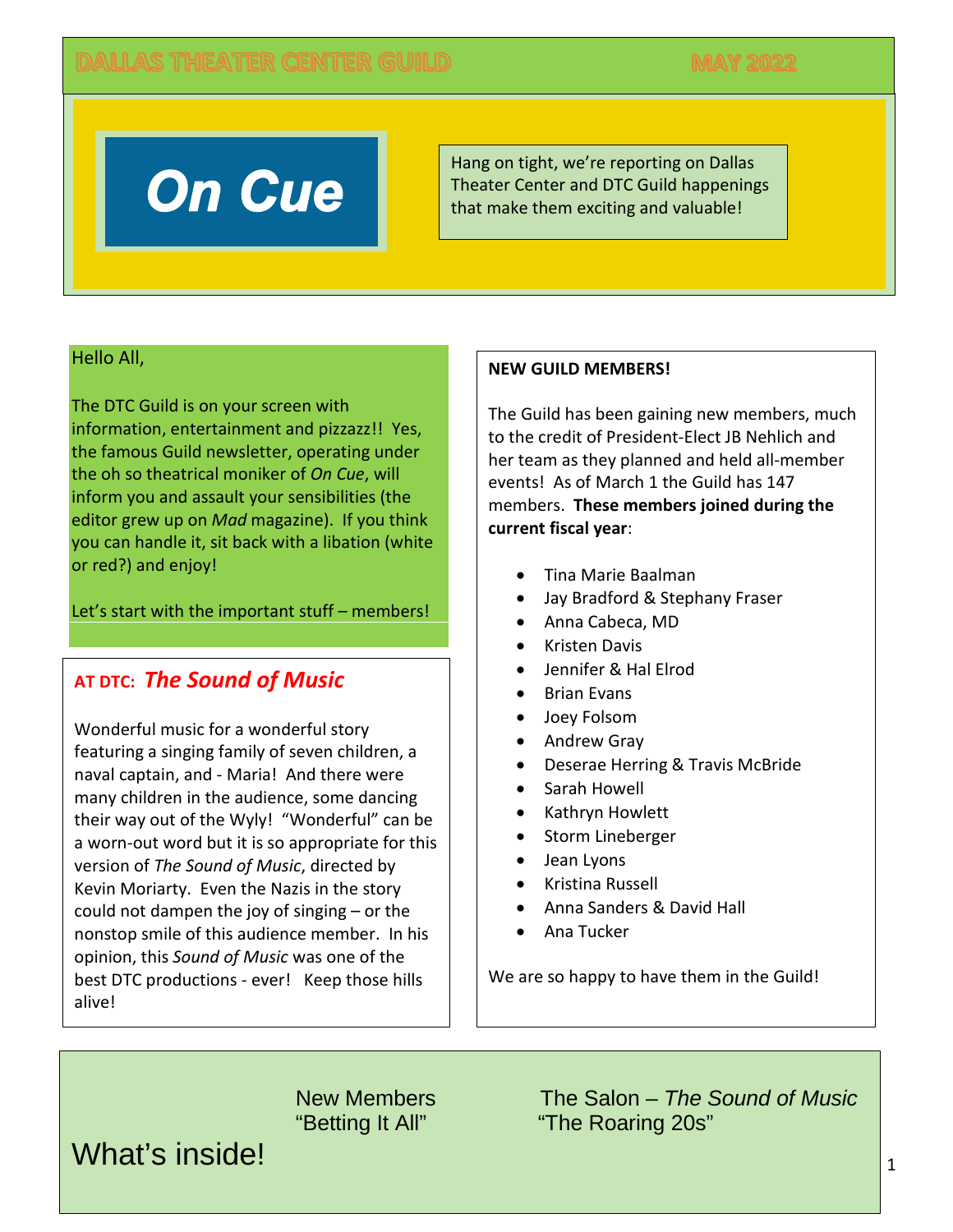DALLAS THEATER CENTER GUILD MAY 2022

# On Cue

Hang on tight, we're reporting on Dallas Theater Center and DTC Guild happenings that make them exciting and valuable!

Hello All,

The DTC Guild is on your screen with information, entertainment and pizzazz!! Yes, the famous Guild newsletter, operating under the oh so theatrical moniker of *On Cue*, will inform you and assault your sensibilities (the editor grew up on *Mad* magazine). If you think you can handle it, sit back with a libation (white or red?) and enjoy!

Let's start with the important stuff – members!

## AT DTC: *The Sound of Music*

Wonderful music for a wonderful story featuring a singing family of seven children, a naval captain, and - Maria! And there were many children in the audience, some dancing their way out of the Wyly! "Wonderful" can be a worn-out word but it is so appropriate for this version of *The Sound of Music*, directed by Kevin Moriarty. Even the Nazis in the story could not dampen the joy of singing – or the nonstop smile of this audience member. In his opinion, this *Sound of Music* was one of the best DTC productions - ever! Keep those hills alive!

## NEW GUILD MEMBERS!

The Guild has been gaining new members, much to the credit of President-Elect JB Nehlich and her team as they planned and held all-member events! As of March 1 the Guild has 147 members. **These members joined during the current fiscal year**:

- Tina Marie Baalman
- Jay Bradford & Stephany Fraser
- Anna Cabeca, MD
- Kristen Davis
- Jennifer & Hal Elrod
- Brian Evans
- Joey Folsom
- Andrew Gray
- Deserae Herring & Travis McBride
- Sarah Howell
- Kathryn Howlett
- Storm Lineberger
- Jean Lyons
- Kristina Russell
- Anna Sanders & David Hall
- Ana Tucker

We are so happy to have them in the Guild!

## What's inside!

New Members
"Betting It All"
The Salon – *The Sound of Music*
"The Roaring 20s"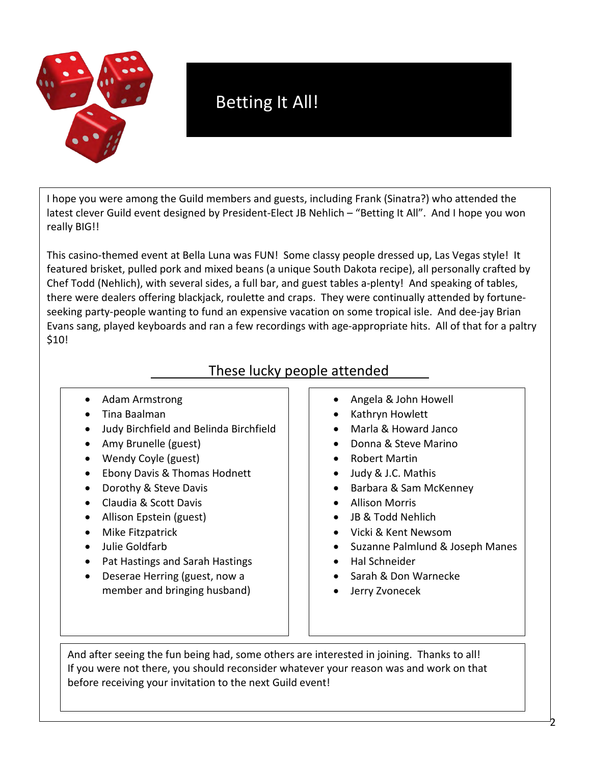# Betting It All!

I hope you were among the Guild members and guests, including Frank (Sinatra?) who attended the latest clever Guild event designed by President-Elect JB Nehlich – "Betting It All". And I hope you won really BIG!!

This casino-themed event at Bella Luna was FUN! Some classy people dressed up, Las Vegas style! It featured brisket, pulled pork and mixed beans (a unique South Dakota recipe), all personally crafted by Chef Todd (Nehlich), with several sides, a full bar, and guest tables a-plenty! And speaking of tables, there were dealers offering blackjack, roulette and craps. They were continually attended by fortune-seeking party-people wanting to fund an expensive vacation on some tropical isle. And dee-jay Brian Evans sang, played keyboards and ran a few recordings with age-appropriate hits. All of that for a paltry $10!

## These lucky people attended

- Adam Armstrong
- Tina Baalman
- Judy Birchfield and Belinda Birchfield
- Amy Brunelle (guest)
- Wendy Coyle (guest)
- Ebony Davis & Thomas Hodnett
- Dorothy & Steve Davis
- Claudia & Scott Davis
- Allison Epstein (guest)
- Mike Fitzpatrick
- Julie Goldfarb
- Pat Hastings and Sarah Hastings
- Deserae Herring (guest, now a member and bringing husband)
- Angela & John Howell
- Kathryn Howlett
- Marla & Howard Janco
- Donna & Steve Marino
- Robert Martin
- Judy & J.C. Mathis
- Barbara & Sam McKenney
- Allison Morris
- JB & Todd Nehlich
- Vicki & Kent Newsom
- Suzanne Palmlund & Joseph Manes
- Hal Schneider
- Sarah & Don Warnecke
- Jerry Zvonecek

And after seeing the fun being had, some others are interested in joining. Thanks to all! If you were not there, you should reconsider whatever your reason was and work on that before receiving your invitation to the next Guild event!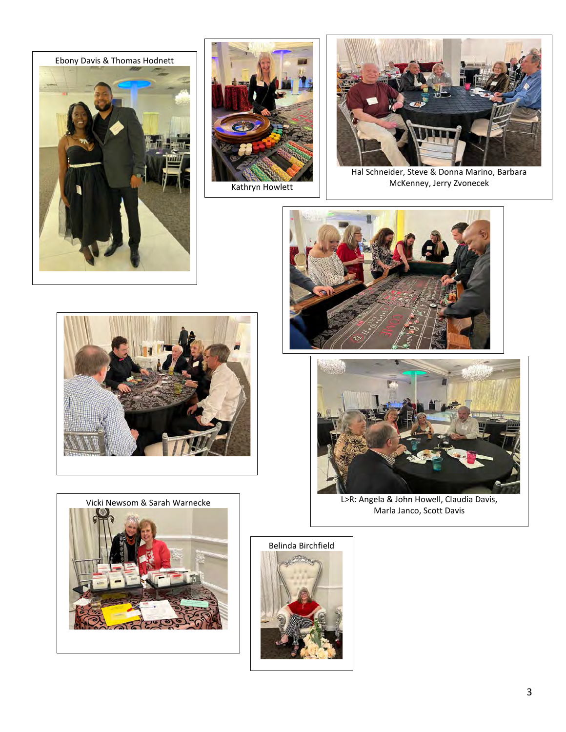Ebony Davis & Thomas Hodnett

Kathryn Howlett

Hal Schneider, Steve & Donna Marino, Barbara McKenney, Jerry Zvonecek

L>R: Angela & John Howell, Claudia Davis, Marla Janco, Scott Davis

Vicki Newsom & Sarah Warnecke

Belinda Birchfield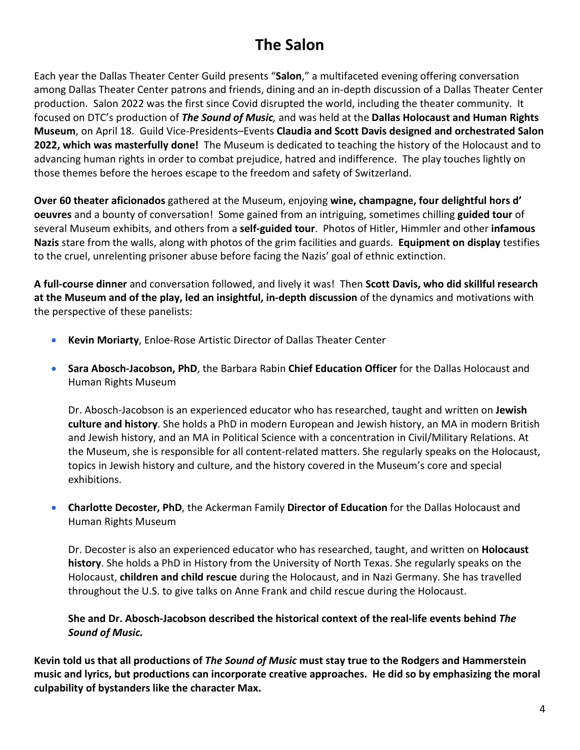# The Salon

Each year the Dallas Theater Center Guild presents "**Salon**," a multifaceted evening offering conversation among Dallas Theater Center patrons and friends, dining and an in-depth discussion of a Dallas Theater Center production. Salon 2022 was the first since Covid disrupted the world, including the theater community. It focused on DTC's production of ***The Sound of Music**,* and was held at the **Dallas Holocaust and Human Rights Museum**, on April 18. Guild Vice-Presidents–Events **Claudia and Scott Davis designed and orchestrated Salon 2022, which was masterfully done!** The Museum is dedicated to teaching the history of the Holocaust and to advancing human rights in order to combat prejudice, hatred and indifference. The play touches lightly on those themes before the heroes escape to the freedom and safety of Switzerland.

**Over 60 theater aficionados** gathered at the Museum, enjoying **wine, champagne, four delightful hors d' oeuvres** and a bounty of conversation! Some gained from an intriguing, sometimes chilling **guided tour** of several Museum exhibits, and others from a **self-guided tour**. Photos of Hitler, Himmler and other **infamous Nazis** stare from the walls, along with photos of the grim facilities and guards. **Equipment on display** testifies to the cruel, unrelenting prisoner abuse before facing the Nazis' goal of ethnic extinction.

**A full-course dinner** and conversation followed, and lively it was! Then **Scott Davis, who did skillful research at the Museum and of the play, led an insightful, in-depth discussion** of the dynamics and motivations with the perspective of these panelists:

- **Kevin Moriarty**, Enloe-Rose Artistic Director of Dallas Theater Center

- **Sara Abosch-Jacobson, PhD**, the Barbara Rabin **Chief Education Officer** for the Dallas Holocaust and Human Rights Museum

  Dr. Abosch-Jacobson is an experienced educator who has researched, taught and written on **Jewish culture and history**. She holds a PhD in modern European and Jewish history, an MA in modern British and Jewish history, and an MA in Political Science with a concentration in Civil/Military Relations. At the Museum, she is responsible for all content-related matters. She regularly speaks on the Holocaust, topics in Jewish history and culture, and the history covered in the Museum's core and special exhibitions.

- **Charlotte Decoster, PhD**, the Ackerman Family **Director of Education** for the Dallas Holocaust and Human Rights Museum

  Dr. Decoster is also an experienced educator who has researched, taught, and written on **Holocaust history**. She holds a PhD in History from the University of North Texas. She regularly speaks on the Holocaust, **children and child rescue** during the Holocaust, and in Nazi Germany. She has travelled throughout the U.S. to give talks on Anne Frank and child rescue during the Holocaust.

  **She and Dr. Abosch-Jacobson described the historical context of the real-life events behind *The Sound of Music.***

**Kevin told us that all productions of *The Sound of Music* must stay true to the Rodgers and Hammerstein music and lyrics, but productions can incorporate creative approaches. He did so by emphasizing the moral culpability of bystanders like the character Max.**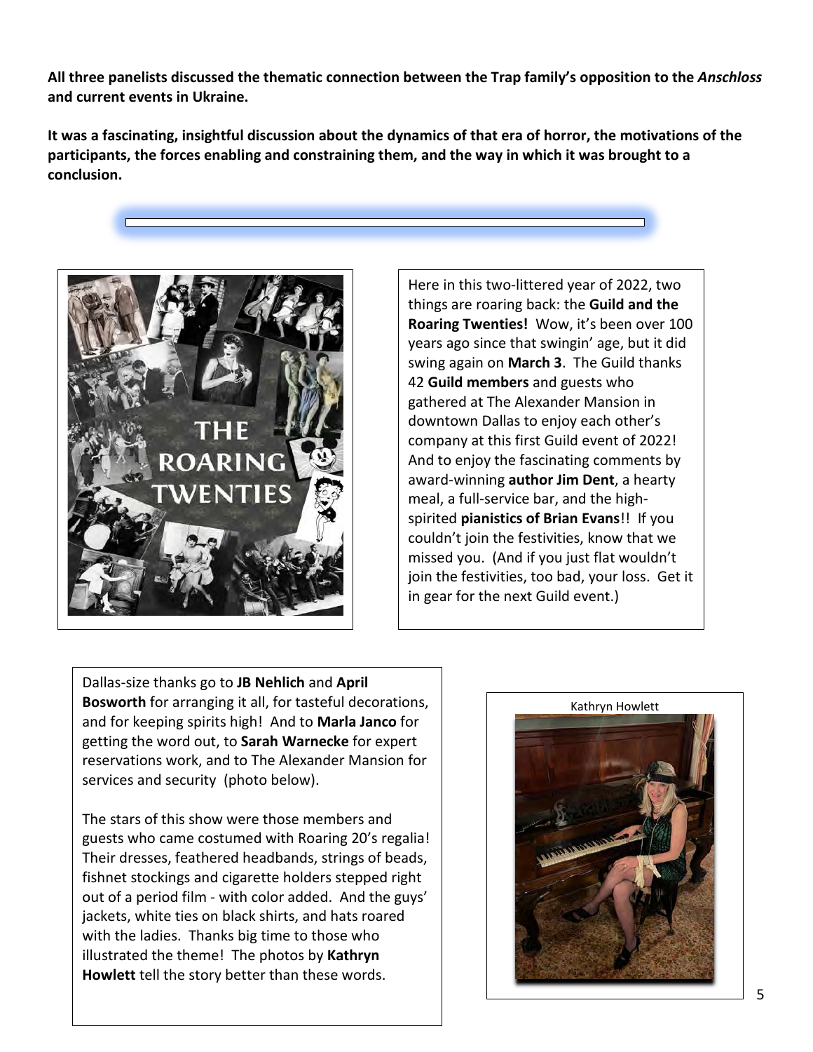**All three panelists discussed the thematic connection between the Trap family's opposition to the *Anschloss* and current events in Ukraine.**

**It was a fascinating, insightful discussion about the dynamics of that era of horror, the motivations of the participants, the forces enabling and constraining them, and the way in which it was brought to a conclusion.**

---

THE ROARING TWENTIES

Here in this two-littered year of 2022, two things are roaring back: the **Guild and the Roaring Twenties!** Wow, it's been over 100 years ago since that swingin' age, but it did swing again on **March 3**. The Guild thanks 42 **Guild members** and guests who gathered at The Alexander Mansion in downtown Dallas to enjoy each other's company at this first Guild event of 2022! And to enjoy the fascinating comments by award-winning **author Jim Dent**, a hearty meal, a full-service bar, and the high-spirited **pianistics of Brian Evans**!! If you couldn't join the festivities, know that we missed you. (And if you just flat wouldn't join the festivities, too bad, your loss. Get it in gear for the next Guild event.)

Dallas-size thanks go to **JB Nehlich** and **April Bosworth** for arranging it all, for tasteful decorations, and for keeping spirits high! And to **Marla Janco** for getting the word out, to **Sarah Warnecke** for expert reservations work, and to The Alexander Mansion for services and security (photo below).

The stars of this show were those members and guests who came costumed with Roaring 20's regalia! Their dresses, feathered headbands, strings of beads, fishnet stockings and cigarette holders stepped right out of a period film - with color added. And the guys' jackets, white ties on black shirts, and hats roared with the ladies. Thanks big time to those who illustrated the theme! The photos by **Kathryn Howlett** tell the story better than these words.

Kathryn Howlett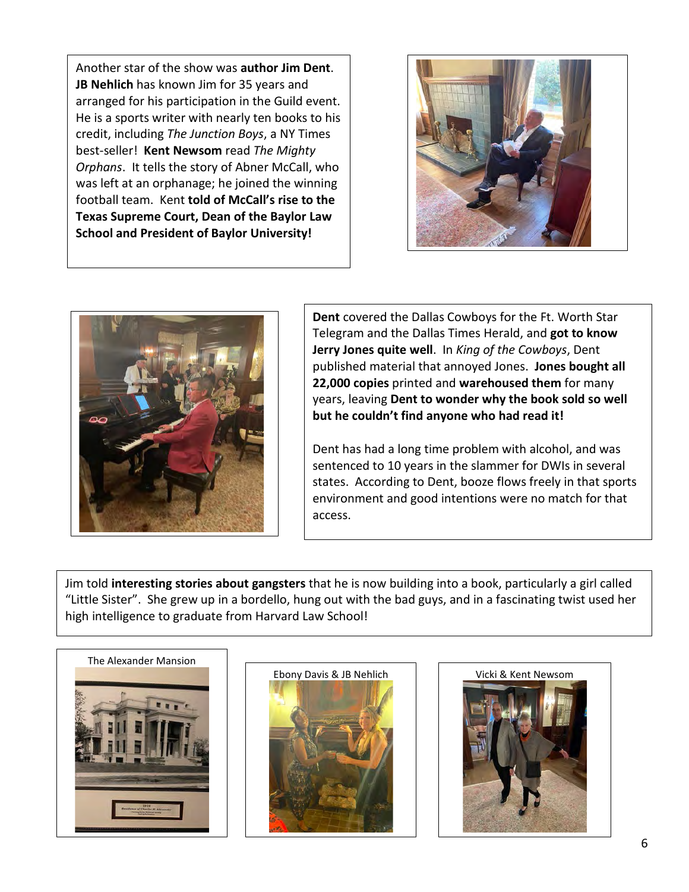Another star of the show was **author Jim Dent**. **JB Nehlich** has known Jim for 35 years and arranged for his participation in the Guild event. He is a sports writer with nearly ten books to his credit, including *The Junction Boys*, a NY Times best-seller! **Kent Newsom** read *The Mighty Orphans*. It tells the story of Abner McCall, who was left at an orphanage; he joined the winning football team. Kent **told of McCall's rise to the Texas Supreme Court, Dean of the Baylor Law School and President of Baylor University!**

**Dent** covered the Dallas Cowboys for the Ft. Worth Star Telegram and the Dallas Times Herald, and **got to know Jerry Jones quite well**. In *King of the Cowboys*, Dent published material that annoyed Jones. **Jones bought all 22,000 copies** printed and **warehoused them** for many years, leaving **Dent to wonder why the book sold so well but he couldn't find anyone who had read it!**

Dent has had a long time problem with alcohol, and was sentenced to 10 years in the slammer for DWIs in several states. According to Dent, booze flows freely in that sports environment and good intentions were no match for that access.

Jim told **interesting stories about gangsters** that he is now building into a book, particularly a girl called "Little Sister". She grew up in a bordello, hung out with the bad guys, and in a fascinating twist used her high intelligence to graduate from Harvard Law School!

The Alexander Mansion

Ebony Davis & JB Nehlich

Vicki & Kent Newsom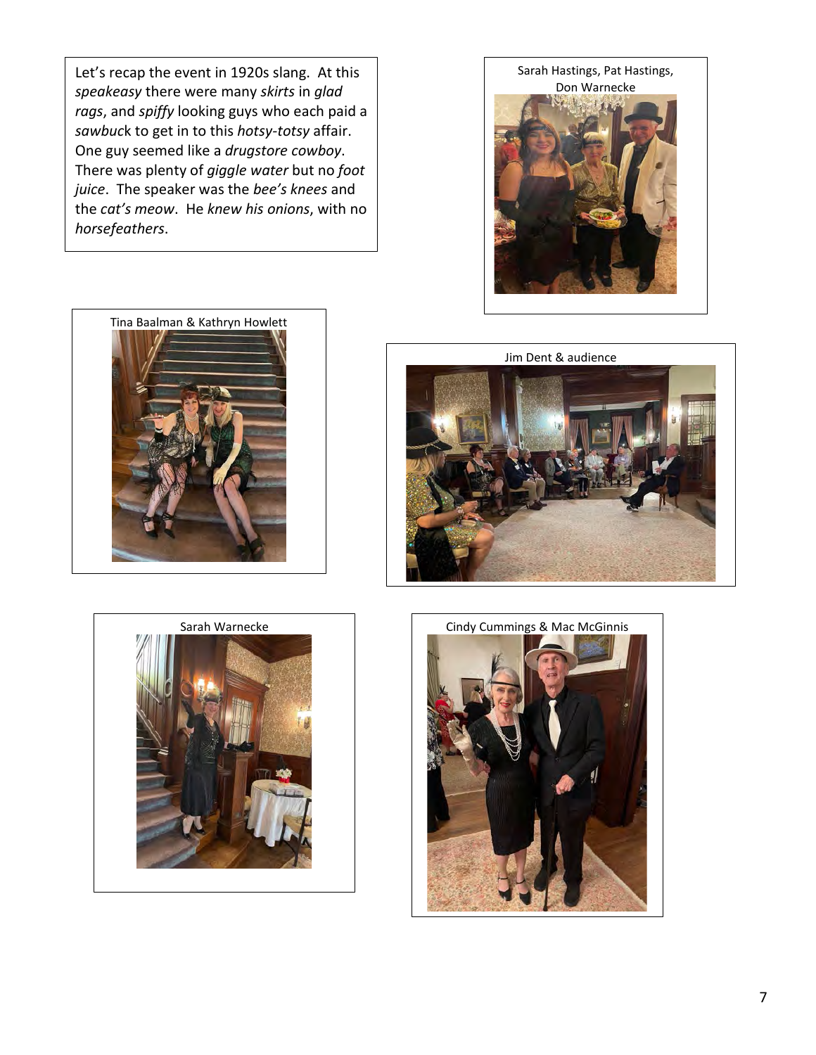Let's recap the event in 1920s slang. At this *speakeasy* there were many *skirts* in *glad rags*, and *spiffy* looking guys who each paid a *sawbuck* to get in to this *hotsy-totsy* affair. One guy seemed like a *drugstore cowboy*. There was plenty of *giggle water* but no *foot juice*. The speaker was the *bee's knees* and the *cat's meow*. He *knew his onions*, with no *horsefeathers*.

Sarah Hastings, Pat Hastings, Don Warnecke

Tina Baalman & Kathryn Howlett

Jim Dent & audience

Sarah Warnecke

Cindy Cummings & Mac McGinnis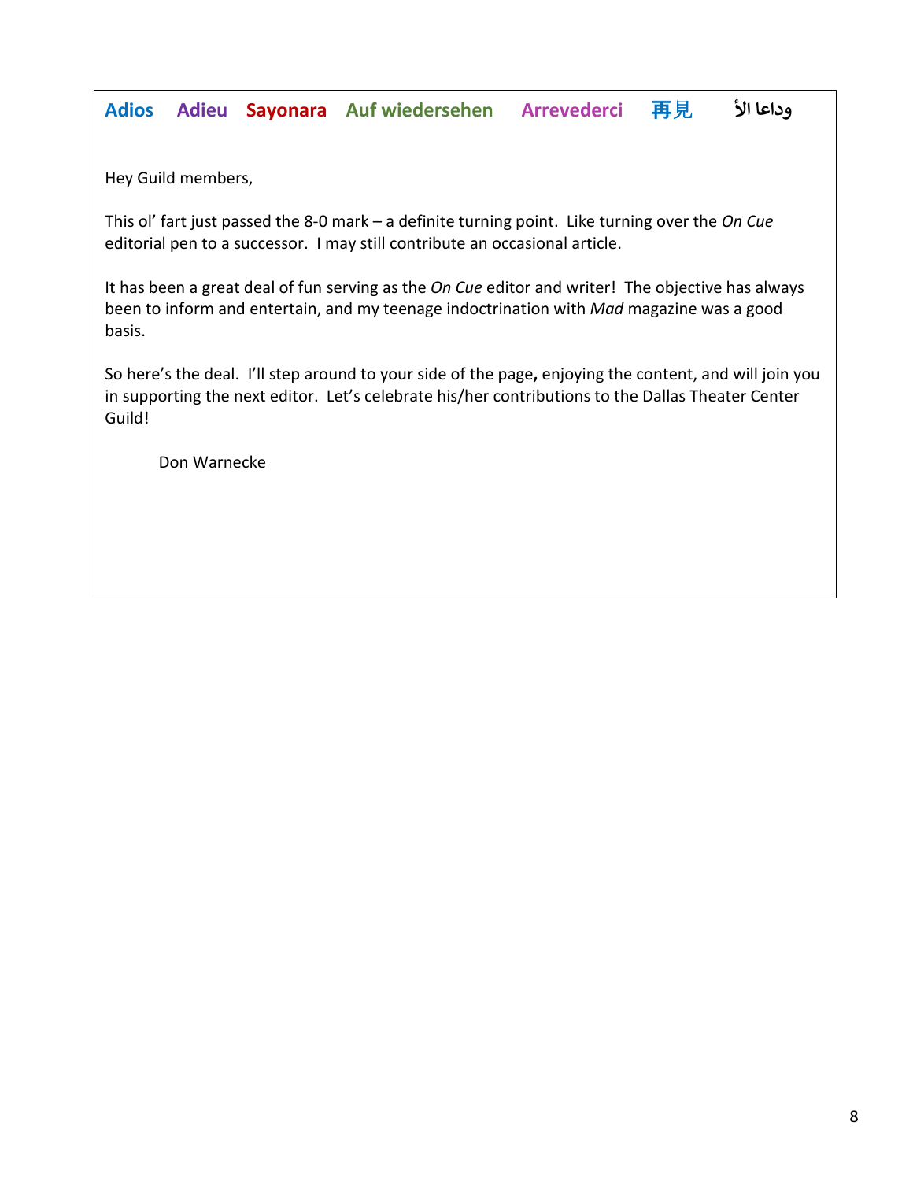**Adios** **Adieu** **Sayonara** **Auf wiedersehen** **Arrevederci** **再見** **وداعا الأ**

Hey Guild members,

This ol' fart just passed the 8-0 mark – a definite turning point. Like turning over the *On Cue* editorial pen to a successor. I may still contribute an occasional article.

It has been a great deal of fun serving as the *On Cue* editor and writer! The objective has always been to inform and entertain, and my teenage indoctrination with *Mad* magazine was a good basis.

So here's the deal. I'll step around to your side of the page**,** enjoying the content, and will join you in supporting the next editor. Let's celebrate his/her contributions to the Dallas Theater Center Guild!

Don Warnecke